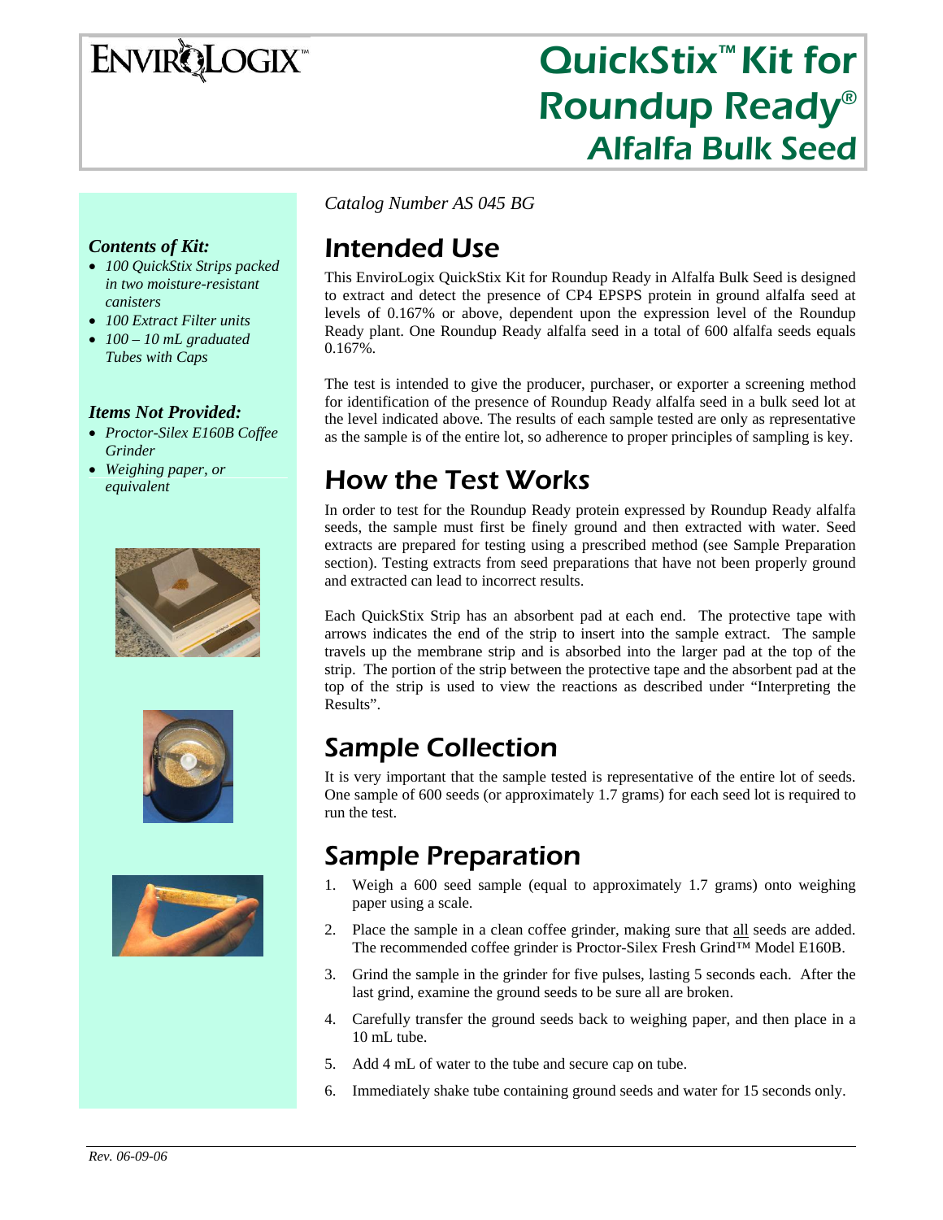# QuickStix™ Kit for Roundup Ready® Alfalfa Bulk Seed

ENVIROLOGIX™

### *Contents of Kit:*

- *100 QuickStix Strips packed in two moisture-resistant canisters*
- *100 Extract Filter units*
- *100 – 10 mL graduated Tubes with Caps*

### *Items Not Provided:*

- *Proctor-Silex E160B Coffee Grinder*
- *Weighing paper, or equivalent*

*Catalog Number AS 045 BG*

## Intended Use

This EnviroLogix QuickStix Kit for Roundup Ready in Alfalfa Bulk Seed is designed to extract and detect the presence of CP4 EPSPS protein in ground alfalfa seed at levels of 0.167% or above, dependent upon the expression level of the Roundup Ready plant. One Roundup Ready alfalfa seed in a total of 600 alfalfa seeds equals 0.167%.

The test is intended to give the producer, purchaser, or exporter a screening method for identification of the presence of Roundup Ready alfalfa seed in a bulk seed lot at the level indicated above. The results of each sample tested are only as representative as the sample is of the entire lot, so adherence to proper principles of sampling is key.

## How the Test Works

In order to test for the Roundup Ready protein expressed by Roundup Ready alfalfa seeds, the sample must first be finely ground and then extracted with water. Seed extracts are prepared for testing using a prescribed method (see Sample Preparation section). Testing extracts from seed preparations that have not been properly ground and extracted can lead to incorrect results.

Each QuickStix Strip has an absorbent pad at each end. The protective tape with arrows indicates the end of the strip to insert into the sample extract. The sample travels up the membrane strip and is absorbed into the larger pad at the top of the strip. The portion of the strip between the protective tape and the absorbent pad at the top of the strip is used to view the reactions as described under "Interpreting the Results".

## Sample Collection

It is very important that the sample tested is representative of the entire lot of seeds. One sample of 600 seeds (or approximately 1.7 grams) for each seed lot is required to run the test.

## Sample Preparation

1. Weigh a 600 seed sample (equal to approximately 1.7 grams) onto weighing paper using a scale.
2. Place the sample in a clean coffee grinder, making sure that all seeds are added. The recommended coffee grinder is Proctor-Silex Fresh Grind™ Model E160B.
3. Grind the sample in the grinder for five pulses, lasting 5 seconds each. After the last grind, examine the ground seeds to be sure all are broken.
4. Carefully transfer the ground seeds back to weighing paper, and then place in a 10 mL tube.
5. Add 4 mL of water to the tube and secure cap on tube.
6. Immediately shake tube containing ground seeds and water for 15 seconds only.

*Rev. 06-09-06*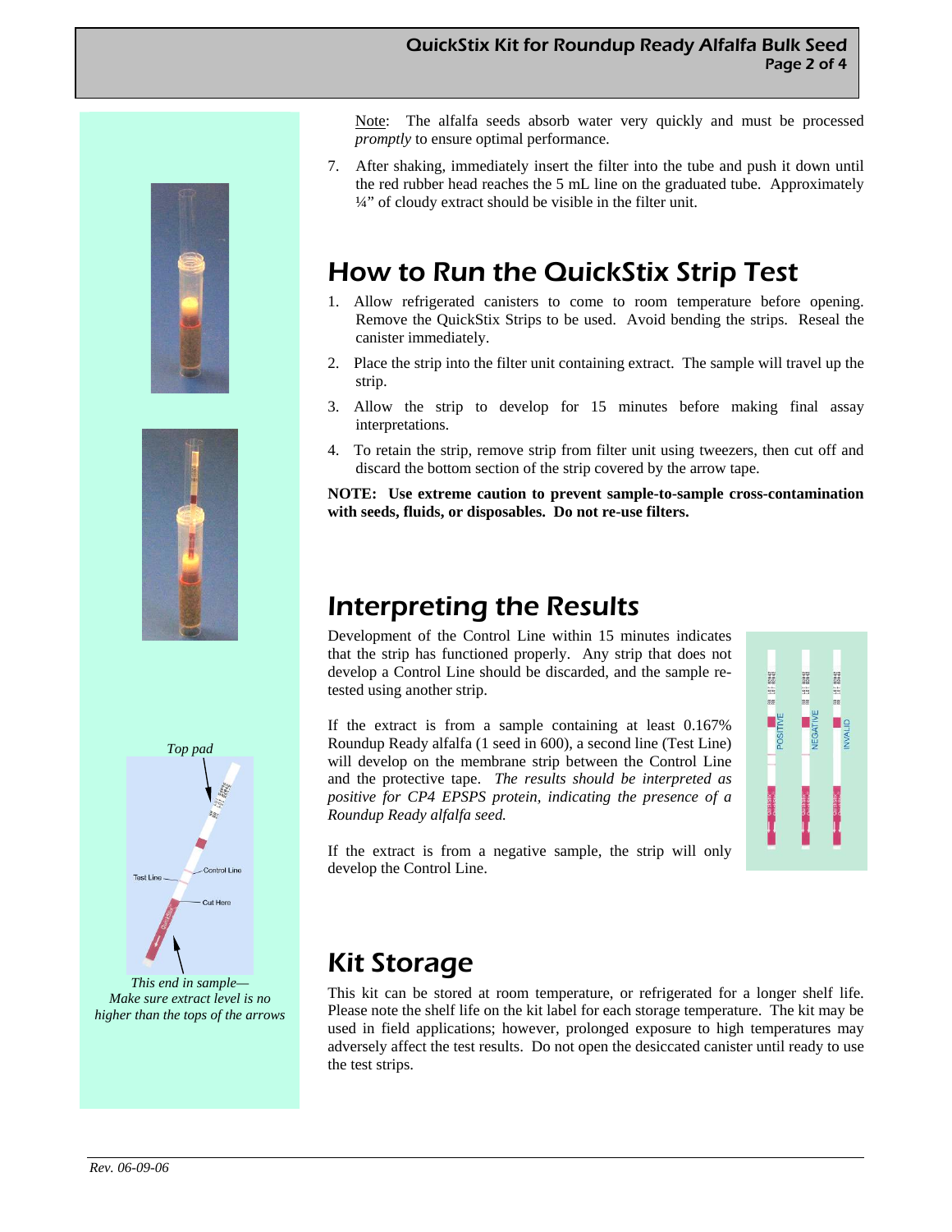Note: The alfalfa seeds absorb water very quickly and must be processed *promptly* to ensure optimal performance.

7. After shaking, immediately insert the filter into the tube and push it down until the red rubber head reaches the 5 mL line on the graduated tube. Approximately ¼" of cloudy extract should be visible in the filter unit.

## How to Run the QuickStix Strip Test

1. Allow refrigerated canisters to come to room temperature before opening. Remove the QuickStix Strips to be used. Avoid bending the strips. Reseal the canister immediately.
2. Place the strip into the filter unit containing extract. The sample will travel up the strip.
3. Allow the strip to develop for 15 minutes before making final assay interpretations.
4. To retain the strip, remove strip from filter unit using tweezers, then cut off and discard the bottom section of the strip covered by the arrow tape.

**NOTE: Use extreme caution to prevent sample-to-sample cross-contamination with seeds, fluids, or disposables. Do not re-use filters.**

Top pad

Test Line

Control Line

Cut Here

*This end in sample— Make sure extract level is no higher than the tops of the arrows*

## Interpreting the Results

Development of the Control Line within 15 minutes indicates that the strip has functioned properly. Any strip that does not develop a Control Line should be discarded, and the sample re-tested using another strip.

If the extract is from a sample containing at least 0.167% Roundup Ready alfalfa (1 seed in 600), a second line (Test Line) will develop on the membrane strip between the Control Line and the protective tape. *The results should be interpreted as positive for CP4 EPSPS protein, indicating the presence of a Roundup Ready alfalfa seed.*

If the extract is from a negative sample, the strip will only develop the Control Line.

POSITIVE

NEGATIVE

INVALID

## Kit Storage

This kit can be stored at room temperature, or refrigerated for a longer shelf life. Please note the shelf life on the kit label for each storage temperature. The kit may be used in field applications; however, prolonged exposure to high temperatures may adversely affect the test results. Do not open the desiccated canister until ready to use the test strips.

Rev. 06-09-06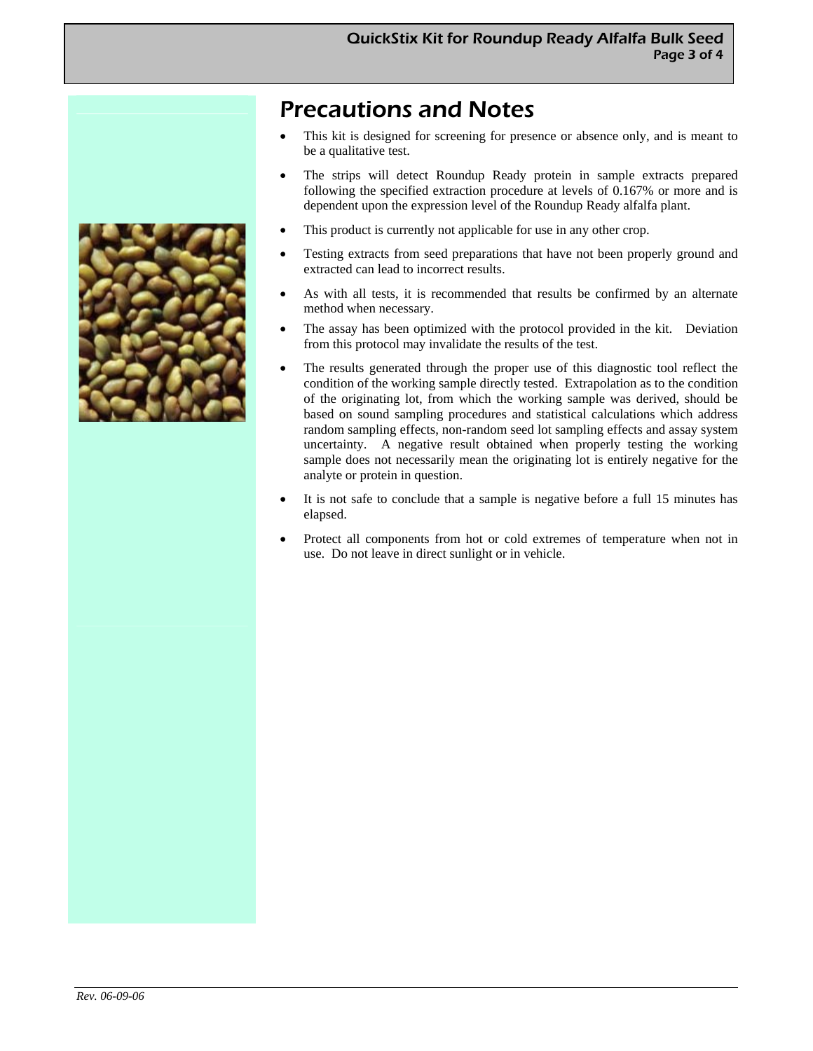# Precautions and Notes

- This kit is designed for screening for presence or absence only, and is meant to be a qualitative test.
- The strips will detect Roundup Ready protein in sample extracts prepared following the specified extraction procedure at levels of 0.167% or more and is dependent upon the expression level of the Roundup Ready alfalfa plant.
- This product is currently not applicable for use in any other crop.
- Testing extracts from seed preparations that have not been properly ground and extracted can lead to incorrect results.
- As with all tests, it is recommended that results be confirmed by an alternate method when necessary.
- The assay has been optimized with the protocol provided in the kit. Deviation from this protocol may invalidate the results of the test.
- The results generated through the proper use of this diagnostic tool reflect the condition of the working sample directly tested. Extrapolation as to the condition of the originating lot, from which the working sample was derived, should be based on sound sampling procedures and statistical calculations which address random sampling effects, non-random seed lot sampling effects and assay system uncertainty. A negative result obtained when properly testing the working sample does not necessarily mean the originating lot is entirely negative for the analyte or protein in question.
- It is not safe to conclude that a sample is negative before a full 15 minutes has elapsed.
- Protect all components from hot or cold extremes of temperature when not in use. Do not leave in direct sunlight or in vehicle.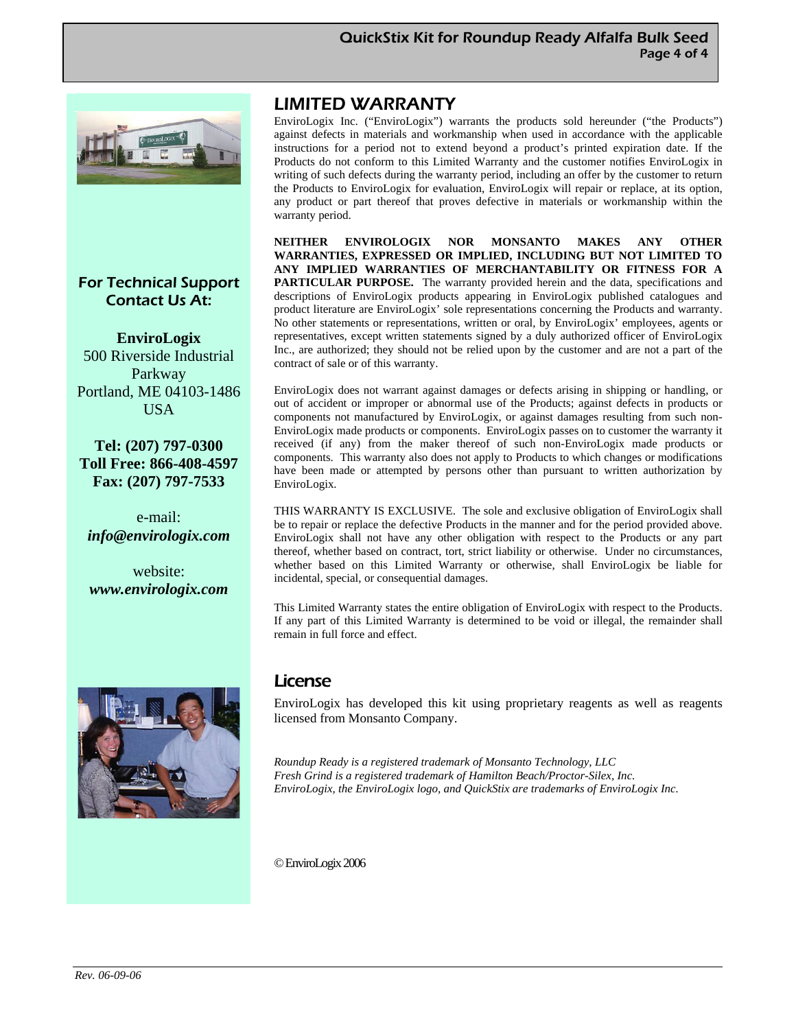## LIMITED WARRANTY

EnviroLogix Inc. ("EnviroLogix") warrants the products sold hereunder ("the Products") against defects in materials and workmanship when used in accordance with the applicable instructions for a period not to extend beyond a product's printed expiration date. If the Products do not conform to this Limited Warranty and the customer notifies EnviroLogix in writing of such defects during the warranty period, including an offer by the customer to return the Products to EnviroLogix for evaluation, EnviroLogix will repair or replace, at its option, any product or part thereof that proves defective in materials or workmanship within the warranty period.

**NEITHER ENVIROLOGIX NOR MONSANTO MAKES ANY OTHER WARRANTIES, EXPRESSED OR IMPLIED, INCLUDING BUT NOT LIMITED TO ANY IMPLIED WARRANTIES OF MERCHANTABILITY OR FITNESS FOR A PARTICULAR PURPOSE.** The warranty provided herein and the data, specifications and descriptions of EnviroLogix products appearing in EnviroLogix published catalogues and product literature are EnviroLogix' sole representations concerning the Products and warranty. No other statements or representations, written or oral, by EnviroLogix' employees, agents or representatives, except written statements signed by a duly authorized officer of EnviroLogix Inc., are authorized; they should not be relied upon by the customer and are not a part of the contract of sale or of this warranty.

EnviroLogix does not warrant against damages or defects arising in shipping or handling, or out of accident or improper or abnormal use of the Products; against defects in products or components not manufactured by EnviroLogix, or against damages resulting from such non-EnviroLogix made products or components. EnviroLogix passes on to customer the warranty it received (if any) from the maker thereof of such non-EnviroLogix made products or components. This warranty also does not apply to Products to which changes or modifications have been made or attempted by persons other than pursuant to written authorization by EnviroLogix.

THIS WARRANTY IS EXCLUSIVE. The sole and exclusive obligation of EnviroLogix shall be to repair or replace the defective Products in the manner and for the period provided above. EnviroLogix shall not have any other obligation with respect to the Products or any part thereof, whether based on contract, tort, strict liability or otherwise. Under no circumstances, whether based on this Limited Warranty or otherwise, shall EnviroLogix be liable for incidental, special, or consequential damages.

This Limited Warranty states the entire obligation of EnviroLogix with respect to the Products. If any part of this Limited Warranty is determined to be void or illegal, the remainder shall remain in full force and effect.

## License

EnviroLogix has developed this kit using proprietary reagents as well as reagents licensed from Monsanto Company.

*Roundup Ready is a registered trademark of Monsanto Technology, LLC*
*Fresh Grind is a registered trademark of Hamilton Beach/Proctor-Silex, Inc.*
*EnviroLogix, the EnviroLogix logo, and QuickStix are trademarks of EnviroLogix Inc.*

© EnviroLogix 2006

### For Technical Support Contact Us At:

**EnviroLogix**
500 Riverside Industrial Parkway
Portland, ME 04103-1486
USA

**Tel: (207) 797-0300**
**Toll Free: 866-408-4597**
**Fax: (207) 797-7533**

e-mail:
***info@envirologix.com***

website:
***www.envirologix.com***

*Rev. 06-09-06*